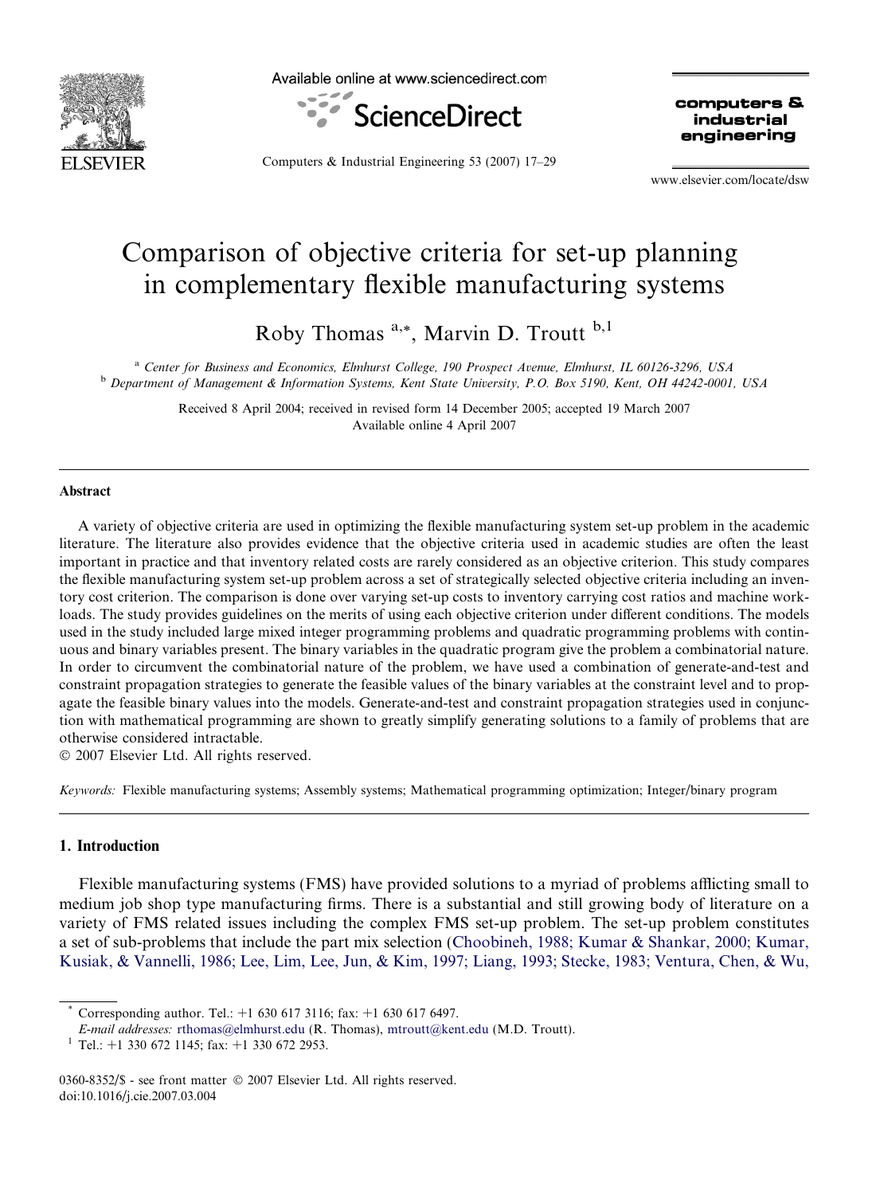# Comparison of objective criteria for set-up planning in complementary flexible manufacturing systems

Roby Thomas [a,*], Marvin D. Troutt [b,1]

[a] Center for Business and Economics, Elmhurst College, 190 Prospect Avenue, Elmhurst, IL 60126-3296, USA
[b] Department of Management & Information Systems, Kent State University, P.O. Box 5190, Kent, OH 44242-0001, USA

Received 8 April 2004; received in revised form 14 December 2005; accepted 19 March 2007
Available online 4 April 2007

## Abstract

A variety of objective criteria are used in optimizing the flexible manufacturing system set-up problem in the academic literature. The literature also provides evidence that the objective criteria used in academic studies are often the least important in practice and that inventory related costs are rarely considered as an objective criterion. This study compares the flexible manufacturing system set-up problem across a set of strategically selected objective criteria including an inventory cost criterion. The comparison is done over varying set-up costs to inventory carrying cost ratios and machine workloads. The study provides guidelines on the merits of using each objective criterion under different conditions. The models used in the study included large mixed integer programming problems and quadratic programming problems with continuous and binary variables present. The binary variables in the quadratic program give the problem a combinatorial nature. In order to circumvent the combinatorial nature of the problem, we have used a combination of generate-and-test and constraint propagation strategies to generate the feasible values of the binary variables at the constraint level and to propagate the feasible binary values into the models. Generate-and-test and constraint propagation strategies used in conjunction with mathematical programming are shown to greatly simplify generating solutions to a family of problems that are otherwise considered intractable.
© 2007 Elsevier Ltd. All rights reserved.

*Keywords:* Flexible manufacturing systems; Assembly systems; Mathematical programming optimization; Integer/binary program

## 1. Introduction

Flexible manufacturing systems (FMS) have provided solutions to a myriad of problems afflicting small to medium job shop type manufacturing firms. There is a substantial and still growing body of literature on a variety of FMS related issues including the complex FMS set-up problem. The set-up problem constitutes a set of sub-problems that include the part mix selection (Choobineh, 1988; Kumar & Shankar, 2000; Kumar, Kusiak, & Vannelli, 1986; Lee, Lim, Lee, Jun, & Kim, 1997; Liang, 1993; Stecke, 1983; Ventura, Chen, & Wu,

---

* Corresponding author. Tel.: +1 630 617 3116; fax: +1 630 617 6497.
*E-mail addresses:* rthomas@elmhurst.edu (R. Thomas), mtroutt@kent.edu (M.D. Troutt).
[1] Tel.: +1 330 672 1145; fax: +1 330 672 2953.

0360-8352/$ - see front matter © 2007 Elsevier Ltd. All rights reserved.
doi:10.1016/j.cie.2007.03.004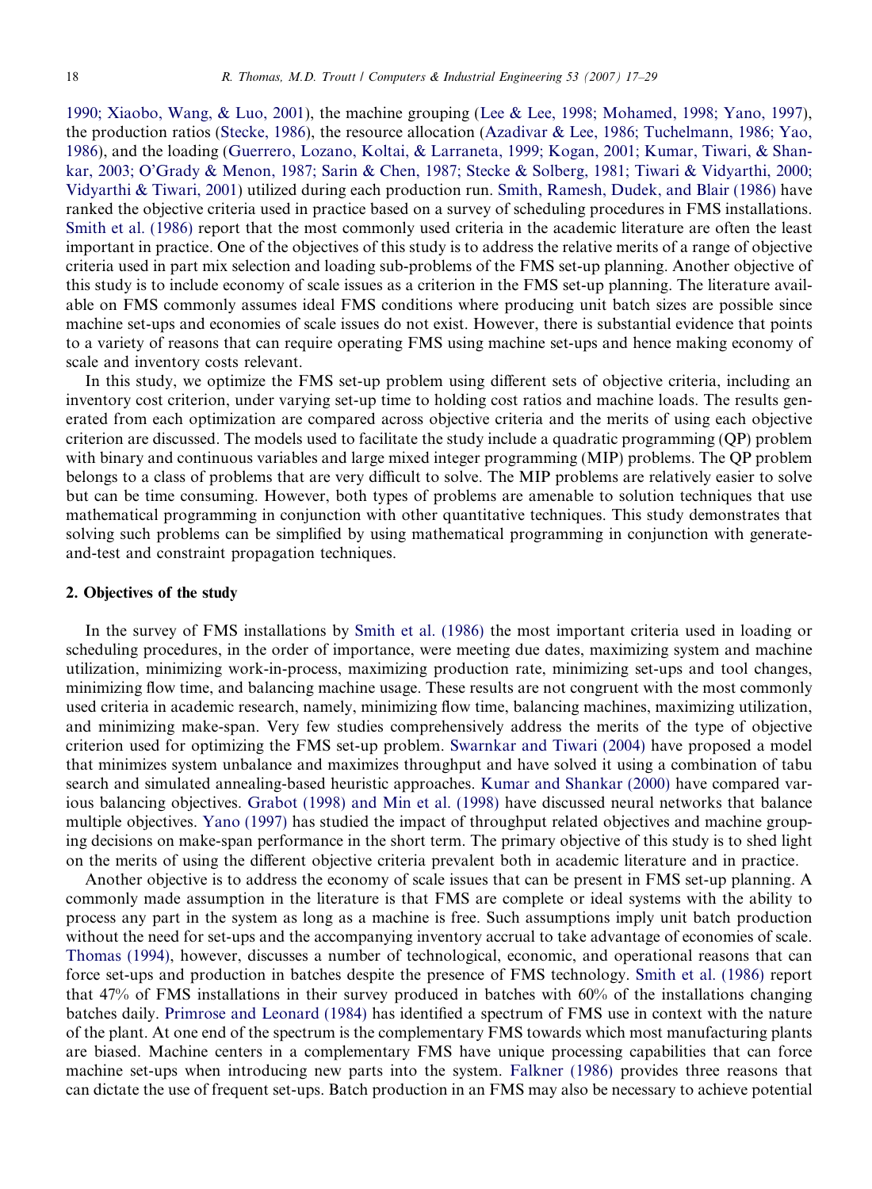1990; Xiaobo, Wang, & Luo, 2001), the machine grouping (Lee & Lee, 1998; Mohamed, 1998; Yano, 1997), the production ratios (Stecke, 1986), the resource allocation (Azadivar & Lee, 1986; Tuchelmann, 1986; Yao, 1986), and the loading (Guerrero, Lozano, Koltai, & Larraneta, 1999; Kogan, 2001; Kumar, Tiwari, & Shankar, 2003; O'Grady & Menon, 1987; Sarin & Chen, 1987; Stecke & Solberg, 1981; Tiwari & Vidyarthi, 2000; Vidyarthi & Tiwari, 2001) utilized during each production run. Smith, Ramesh, Dudek, and Blair (1986) have ranked the objective criteria used in practice based on a survey of scheduling procedures in FMS installations. Smith et al. (1986) report that the most commonly used criteria in the academic literature are often the least important in practice. One of the objectives of this study is to address the relative merits of a range of objective criteria used in part mix selection and loading sub-problems of the FMS set-up planning. Another objective of this study is to include economy of scale issues as a criterion in the FMS set-up planning. The literature available on FMS commonly assumes ideal FMS conditions where producing unit batch sizes are possible since machine set-ups and economies of scale issues do not exist. However, there is substantial evidence that points to a variety of reasons that can require operating FMS using machine set-ups and hence making economy of scale and inventory costs relevant.

In this study, we optimize the FMS set-up problem using different sets of objective criteria, including an inventory cost criterion, under varying set-up time to holding cost ratios and machine loads. The results generated from each optimization are compared across objective criteria and the merits of using each objective criterion are discussed. The models used to facilitate the study include a quadratic programming (QP) problem with binary and continuous variables and large mixed integer programming (MIP) problems. The QP problem belongs to a class of problems that are very difficult to solve. The MIP problems are relatively easier to solve but can be time consuming. However, both types of problems are amenable to solution techniques that use mathematical programming in conjunction with other quantitative techniques. This study demonstrates that solving such problems can be simplified by using mathematical programming in conjunction with generate-and-test and constraint propagation techniques.

## 2. Objectives of the study

In the survey of FMS installations by Smith et al. (1986) the most important criteria used in loading or scheduling procedures, in the order of importance, were meeting due dates, maximizing system and machine utilization, minimizing work-in-process, maximizing production rate, minimizing set-ups and tool changes, minimizing flow time, and balancing machine usage. These results are not congruent with the most commonly used criteria in academic research, namely, minimizing flow time, balancing machines, maximizing utilization, and minimizing make-span. Very few studies comprehensively address the merits of the type of objective criterion used for optimizing the FMS set-up problem. Swarnkar and Tiwari (2004) have proposed a model that minimizes system unbalance and maximizes throughput and have solved it using a combination of tabu search and simulated annealing-based heuristic approaches. Kumar and Shankar (2000) have compared various balancing objectives. Grabot (1998) and Min et al. (1998) have discussed neural networks that balance multiple objectives. Yano (1997) has studied the impact of throughput related objectives and machine grouping decisions on make-span performance in the short term. The primary objective of this study is to shed light on the merits of using the different objective criteria prevalent both in academic literature and in practice.

Another objective is to address the economy of scale issues that can be present in FMS set-up planning. A commonly made assumption in the literature is that FMS are complete or ideal systems with the ability to process any part in the system as long as a machine is free. Such assumptions imply unit batch production without the need for set-ups and the accompanying inventory accrual to take advantage of economies of scale. Thomas (1994), however, discusses a number of technological, economic, and operational reasons that can force set-ups and production in batches despite the presence of FMS technology. Smith et al. (1986) report that 47% of FMS installations in their survey produced in batches with 60% of the installations changing batches daily. Primrose and Leonard (1984) has identified a spectrum of FMS use in context with the nature of the plant. At one end of the spectrum is the complementary FMS towards which most manufacturing plants are biased. Machine centers in a complementary FMS have unique processing capabilities that can force machine set-ups when introducing new parts into the system. Falkner (1986) provides three reasons that can dictate the use of frequent set-ups. Batch production in an FMS may also be necessary to achieve potential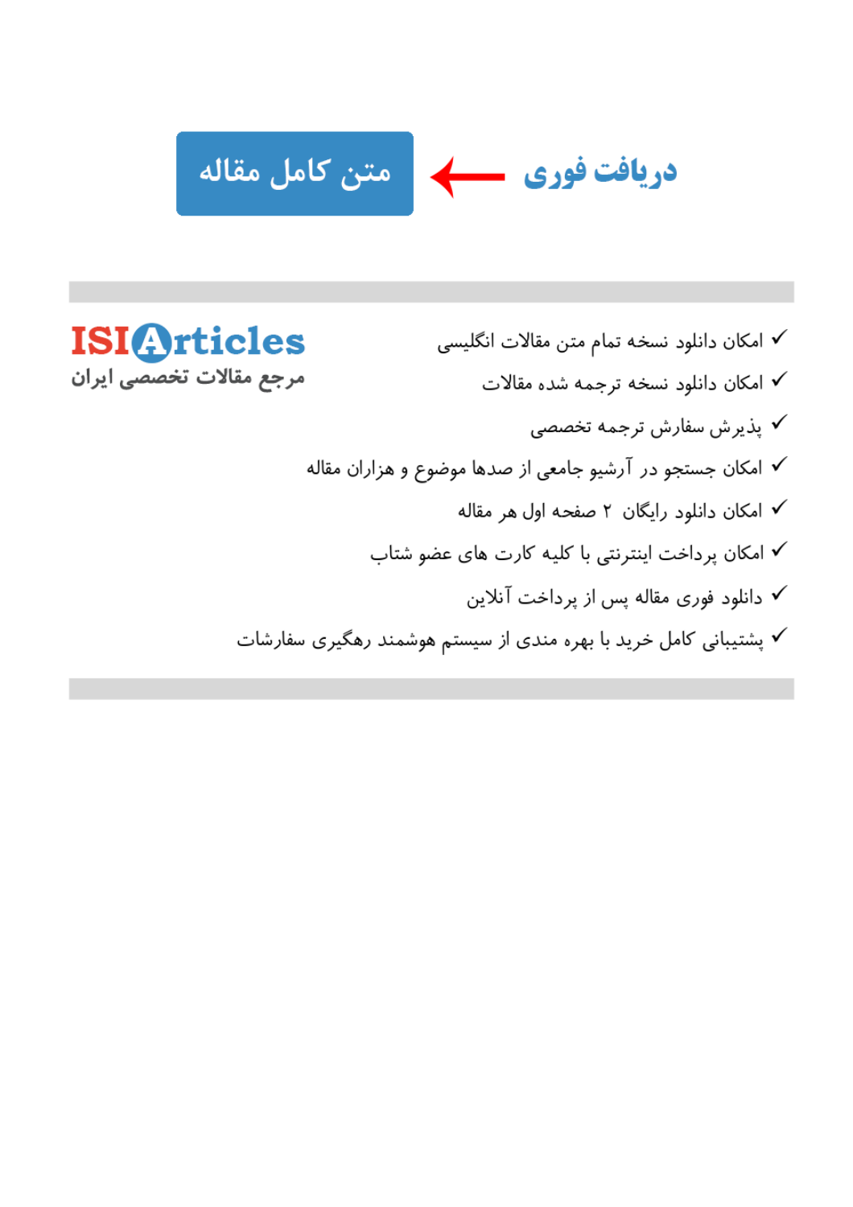دریافت فوری ← **متن کامل مقاله**

**ISIArticles**
مرجع مقالات تخصصی ایران

- ✓ امکان دانلود نسخه تمام متن مقالات انگلیسی
- ✓ امکان دانلود نسخه ترجمه شده مقالات
- ✓ پذیرش سفارش ترجمه تخصصی
- ✓ امکان جستجو در آرشیو جامعی از صدها موضوع و هزاران مقاله
- ✓ امکان دانلود رایگان ۲ صفحه اول هر مقاله
- ✓ امکان پرداخت اینترنتی با کلیه کارت های عضو شتاب
- ✓ دانلود فوری مقاله پس از پرداخت آنلاین
- ✓ پشتیبانی کامل خرید با بهره مندی از سیستم هوشمند رهگیری سفارشات